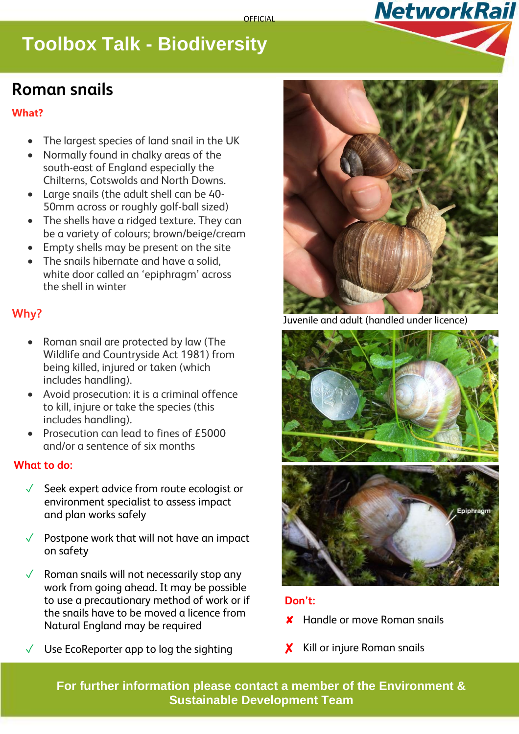OFFICIAL

# Toolbox Talk - Biodiversity

## Roman snails

### What?

- The largest species of land snail in the UK
- Normally found in chalky areas of the south-east of England especially the Chilterns, Cotswolds and North Downs.
- Large snails (the adult shell can be 40-50mm across or roughly golf-ball sized)
- The shells have a ridged texture. They can be a variety of colours; brown/beige/cream
- Empty shells may be present on the site
- The snails hibernate and have a solid, white door called an 'epiphragm' across the shell in winter

Juvenile and adult (handled under licence)

### Why?

- Roman snail are protected by law (The Wildlife and Countryside Act 1981) from being killed, injured or taken (which includes handling).
- Avoid prosecution: it is a criminal offence to kill, injure or take the species (this includes handling).
- Prosecution can lead to fines of £5000 and/or a sentence of six months

### What to do:

- ✓ Seek expert advice from route ecologist or environment specialist to assess impact and plan works safely
- ✓ Postpone work that will not have an impact on safety
- ✓ Roman snails will not necessarily stop any work from going ahead. It may be possible to use a precautionary method of work or if the snails have to be moved a licence from Natural England may be required
- ✓ Use EcoReporter app to log the sighting

### Don't:

- ✘ Handle or move Roman snails
- ✗ Kill or injure Roman snails

**For further information please contact a member of the Environment & Sustainable Development Team**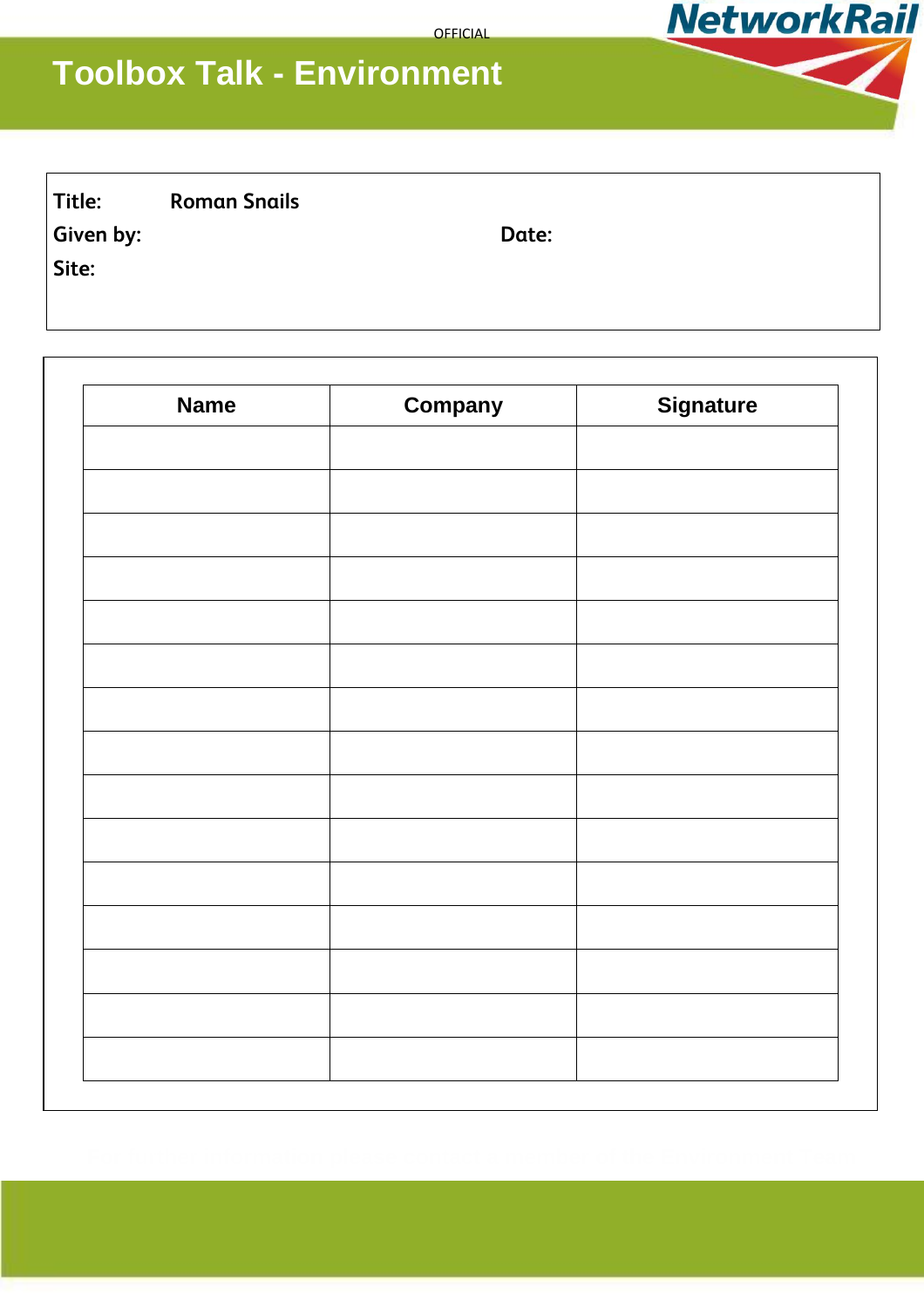# Toolbox Talk - Environment

**Title:** Roman Snails

**Given by:** **Date:**

**Site:**

| Name | Company | Signature |
|---|---|---|
| | | |
| | | |
| | | |
| | | |
| | | |
| | | |
| | | |
| | | |
| | | |
| | | |
| | | |
| | | |
| | | |
| | | |
| | | |